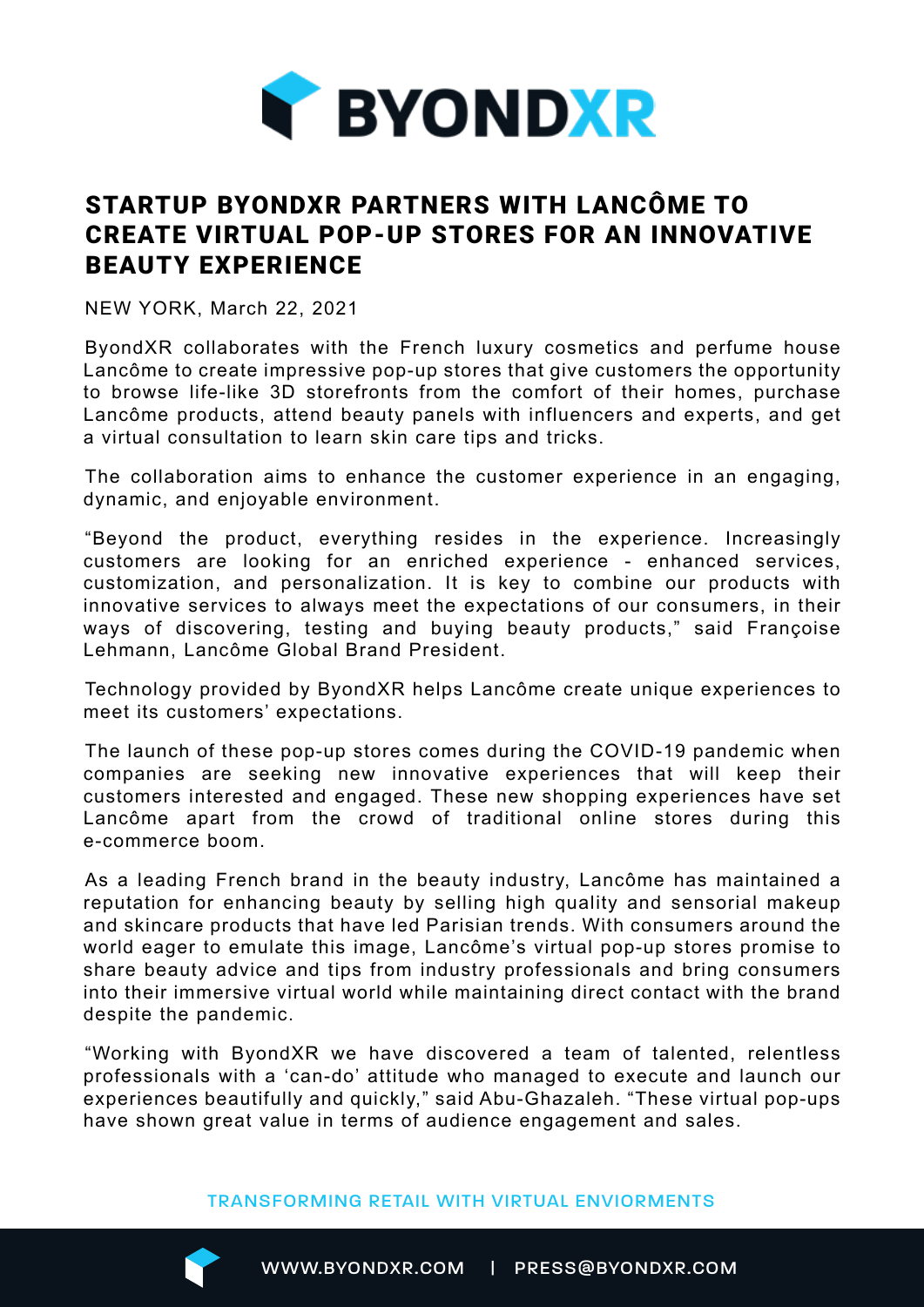BYONDXR

# STARTUP BYONDXR PARTNERS WITH LANCÔME TO CREATE VIRTUAL POP-UP STORES FOR AN INNOVATIVE BEAUTY EXPERIENCE

NEW YORK, March 22, 2021

ByondXR collaborates with the French luxury cosmetics and perfume house Lancôme to create impressive pop-up stores that give customers the opportunity to browse life-like 3D storefronts from the comfort of their homes, purchase Lancôme products, attend beauty panels with influencers and experts, and get a virtual consultation to learn skin care tips and tricks.

The collaboration aims to enhance the customer experience in an engaging, dynamic, and enjoyable environment.

“Beyond the product, everything resides in the experience. Increasingly customers are looking for an enriched experience - enhanced services, customization, and personalization. It is key to combine our products with innovative services to always meet the expectations of our consumers, in their ways of discovering, testing and buying beauty products,” said Françoise Lehmann, Lancôme Global Brand President.

Technology provided by ByondXR helps Lancôme create unique experiences to meet its customers’ expectations.

The launch of these pop-up stores comes during the COVID-19 pandemic when companies are seeking new innovative experiences that will keep their customers interested and engaged. These new shopping experiences have set Lancôme apart from the crowd of traditional online stores during this e-commerce boom.

As a leading French brand in the beauty industry, Lancôme has maintained a reputation for enhancing beauty by selling high quality and sensorial makeup and skincare products that have led Parisian trends. With consumers around the world eager to emulate this image, Lancôme’s virtual pop-up stores promise to share beauty advice and tips from industry professionals and bring consumers into their immersive virtual world while maintaining direct contact with the brand despite the pandemic.

“Working with ByondXR we have discovered a team of talented, relentless professionals with a ‘can-do’ attitude who managed to execute and launch our experiences beautifully and quickly,” said Abu-Ghazaleh. “These virtual pop-ups have shown great value in terms of audience engagement and sales.

TRANSFORMING RETAIL WITH VIRTUAL ENVIORMENTS

WWW.BYONDXR.COM | PRESS@BYONDXR.COM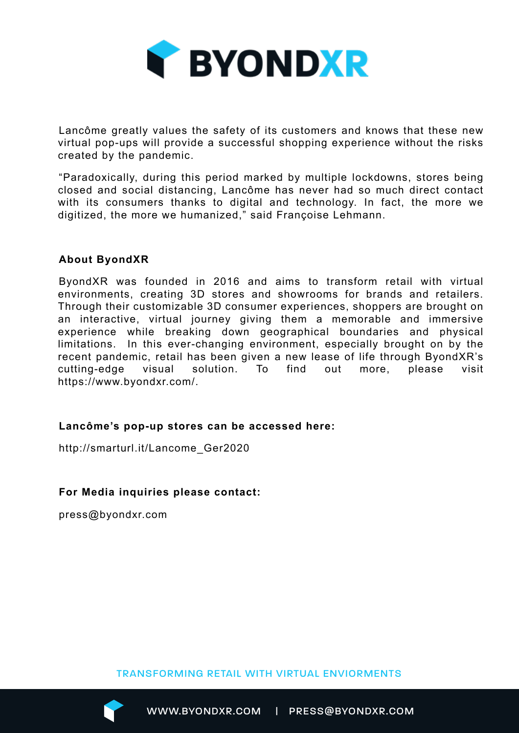Lancôme greatly values the safety of its customers and knows that these new virtual pop-ups will provide a successful shopping experience without the risks created by the pandemic.

“Paradoxically, during this period marked by multiple lockdowns, stores being closed and social distancing, Lancôme has never had so much direct contact with its consumers thanks to digital and technology. In fact, the more we digitized, the more we humanized,” said Françoise Lehmann.

**About ByondXR**

ByondXR was founded in 2016 and aims to transform retail with virtual environments, creating 3D stores and showrooms for brands and retailers. Through their customizable 3D consumer experiences, shoppers are brought on an interactive, virtual journey giving them a memorable and immersive experience while breaking down geographical boundaries and physical limitations. In this ever-changing environment, especially brought on by the recent pandemic, retail has been given a new lease of life through ByondXR’s cutting-edge visual solution. To find out more, please visit https://www.byondxr.com/.

**Lancôme’s pop-up stores can be accessed here:**

http://smarturl.it/Lancome_Ger2020

**For Media inquiries please contact:**

press@byondxr.com